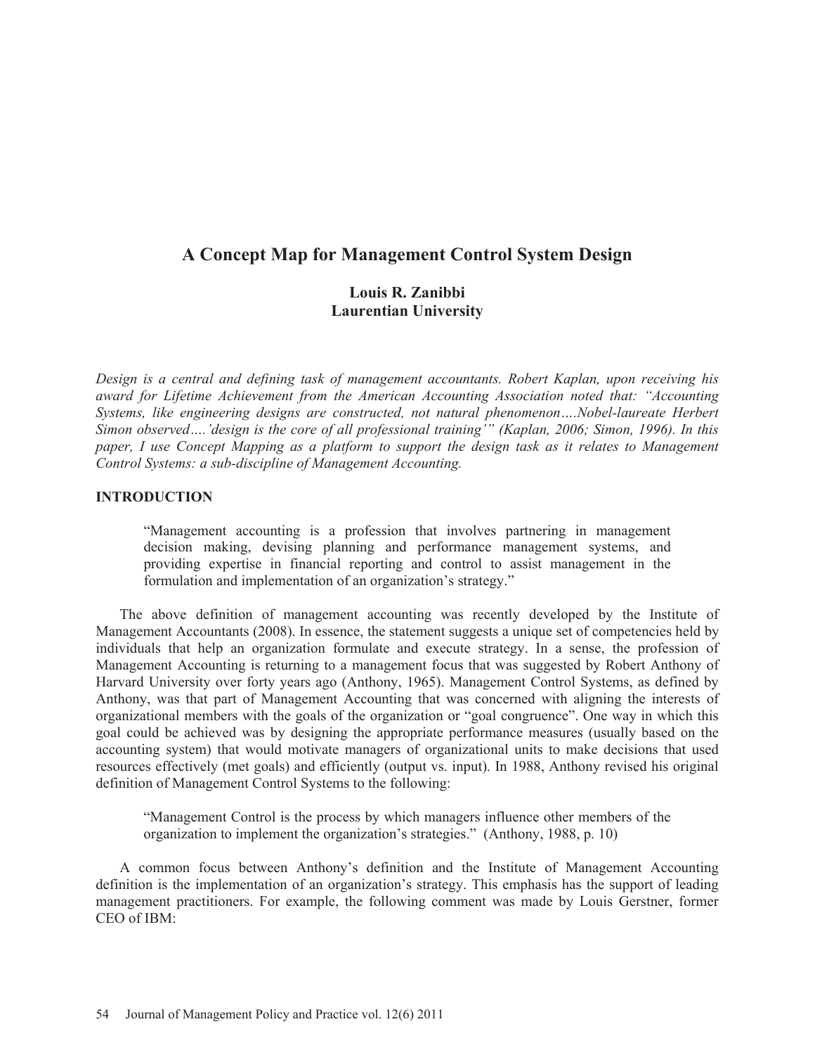# A Concept Map for Management Control System Design

**Louis R. Zanibbi**
**Laurentian University**

*Design is a central and defining task of management accountants. Robert Kaplan, upon receiving his award for Lifetime Achievement from the American Accounting Association noted that: "Accounting Systems, like engineering designs are constructed, not natural phenomenon….Nobel-laureate Herbert Simon observed….'design is the core of all professional training'" (Kaplan, 2006; Simon, 1996). In this paper, I use Concept Mapping as a platform to support the design task as it relates to Management Control Systems: a sub-discipline of Management Accounting.*

## INTRODUCTION

> "Management accounting is a profession that involves partnering in management decision making, devising planning and performance management systems, and providing expertise in financial reporting and control to assist management in the formulation and implementation of an organization's strategy."

The above definition of management accounting was recently developed by the Institute of Management Accountants (2008). In essence, the statement suggests a unique set of competencies held by individuals that help an organization formulate and execute strategy. In a sense, the profession of Management Accounting is returning to a management focus that was suggested by Robert Anthony of Harvard University over forty years ago (Anthony, 1965). Management Control Systems, as defined by Anthony, was that part of Management Accounting that was concerned with aligning the interests of organizational members with the goals of the organization or "goal congruence". One way in which this goal could be achieved was by designing the appropriate performance measures (usually based on the accounting system) that would motivate managers of organizational units to make decisions that used resources effectively (met goals) and efficiently (output vs. input). In 1988, Anthony revised his original definition of Management Control Systems to the following:

> "Management Control is the process by which managers influence other members of the organization to implement the organization's strategies." (Anthony, 1988, p. 10)

A common focus between Anthony's definition and the Institute of Management Accounting definition is the implementation of an organization's strategy. This emphasis has the support of leading management practitioners. For example, the following comment was made by Louis Gerstner, former CEO of IBM: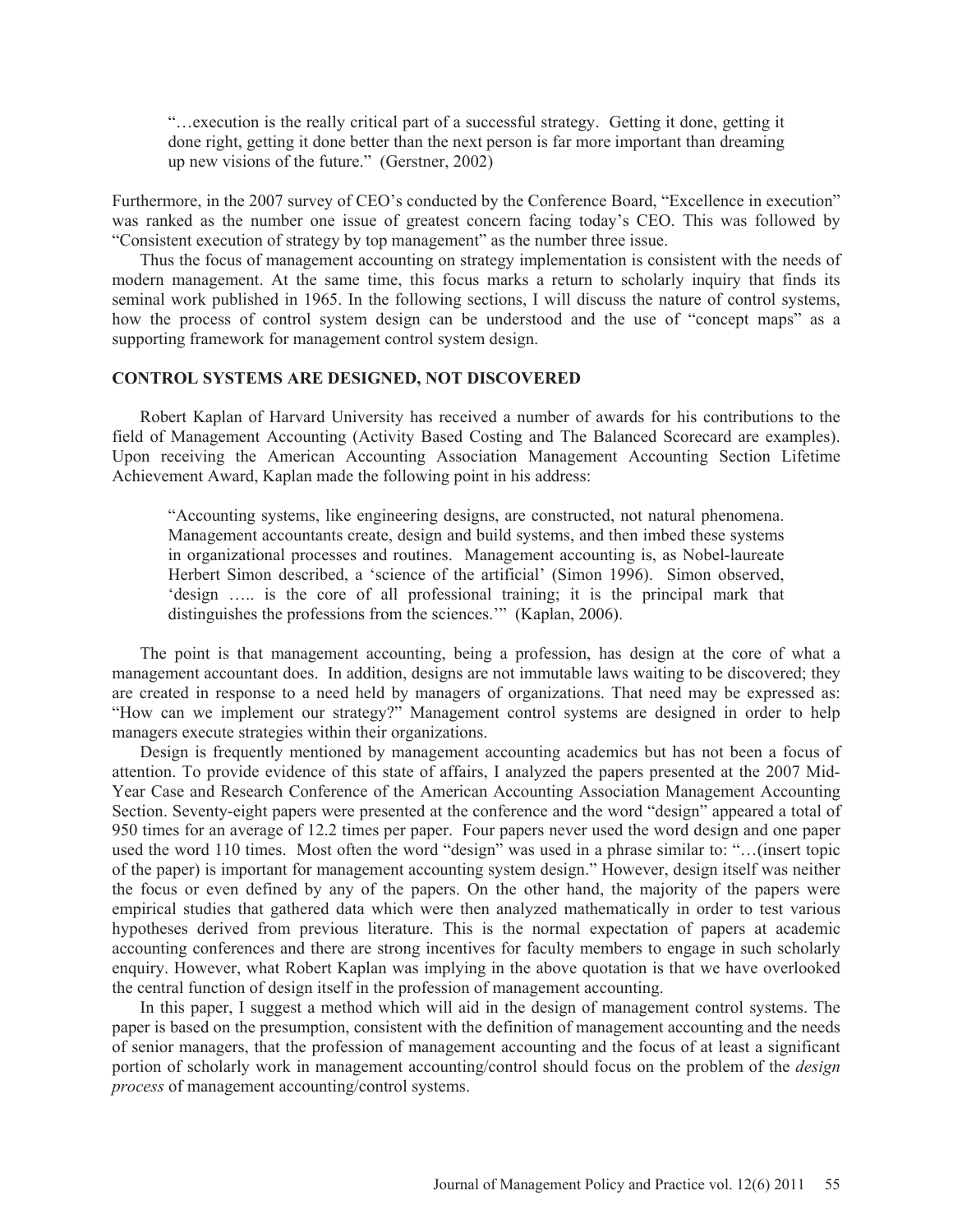> "…execution is the really critical part of a successful strategy. Getting it done, getting it done right, getting it done better than the next person is far more important than dreaming up new visions of the future." (Gerstner, 2002)

Furthermore, in the 2007 survey of CEO's conducted by the Conference Board, "Excellence in execution" was ranked as the number one issue of greatest concern facing today's CEO. This was followed by "Consistent execution of strategy by top management" as the number three issue.

Thus the focus of management accounting on strategy implementation is consistent with the needs of modern management. At the same time, this focus marks a return to scholarly inquiry that finds its seminal work published in 1965. In the following sections, I will discuss the nature of control systems, how the process of control system design can be understood and the use of "concept maps" as a supporting framework for management control system design.

## CONTROL SYSTEMS ARE DESIGNED, NOT DISCOVERED

Robert Kaplan of Harvard University has received a number of awards for his contributions to the field of Management Accounting (Activity Based Costing and The Balanced Scorecard are examples). Upon receiving the American Accounting Association Management Accounting Section Lifetime Achievement Award, Kaplan made the following point in his address:

> "Accounting systems, like engineering designs, are constructed, not natural phenomena. Management accountants create, design and build systems, and then imbed these systems in organizational processes and routines. Management accounting is, as Nobel-laureate Herbert Simon described, a 'science of the artificial' (Simon 1996). Simon observed, 'design ….. is the core of all professional training; it is the principal mark that distinguishes the professions from the sciences.'" (Kaplan, 2006).

The point is that management accounting, being a profession, has design at the core of what a management accountant does. In addition, designs are not immutable laws waiting to be discovered; they are created in response to a need held by managers of organizations. That need may be expressed as: "How can we implement our strategy?" Management control systems are designed in order to help managers execute strategies within their organizations.

Design is frequently mentioned by management accounting academics but has not been a focus of attention. To provide evidence of this state of affairs, I analyzed the papers presented at the 2007 Mid-Year Case and Research Conference of the American Accounting Association Management Accounting Section. Seventy-eight papers were presented at the conference and the word "design" appeared a total of 950 times for an average of 12.2 times per paper. Four papers never used the word design and one paper used the word 110 times. Most often the word "design" was used in a phrase similar to: "…(insert topic of the paper) is important for management accounting system design." However, design itself was neither the focus or even defined by any of the papers. On the other hand, the majority of the papers were empirical studies that gathered data which were then analyzed mathematically in order to test various hypotheses derived from previous literature. This is the normal expectation of papers at academic accounting conferences and there are strong incentives for faculty members to engage in such scholarly enquiry. However, what Robert Kaplan was implying in the above quotation is that we have overlooked the central function of design itself in the profession of management accounting.

In this paper, I suggest a method which will aid in the design of management control systems. The paper is based on the presumption, consistent with the definition of management accounting and the needs of senior managers, that the profession of management accounting and the focus of at least a significant portion of scholarly work in management accounting/control should focus on the problem of the *design process* of management accounting/control systems.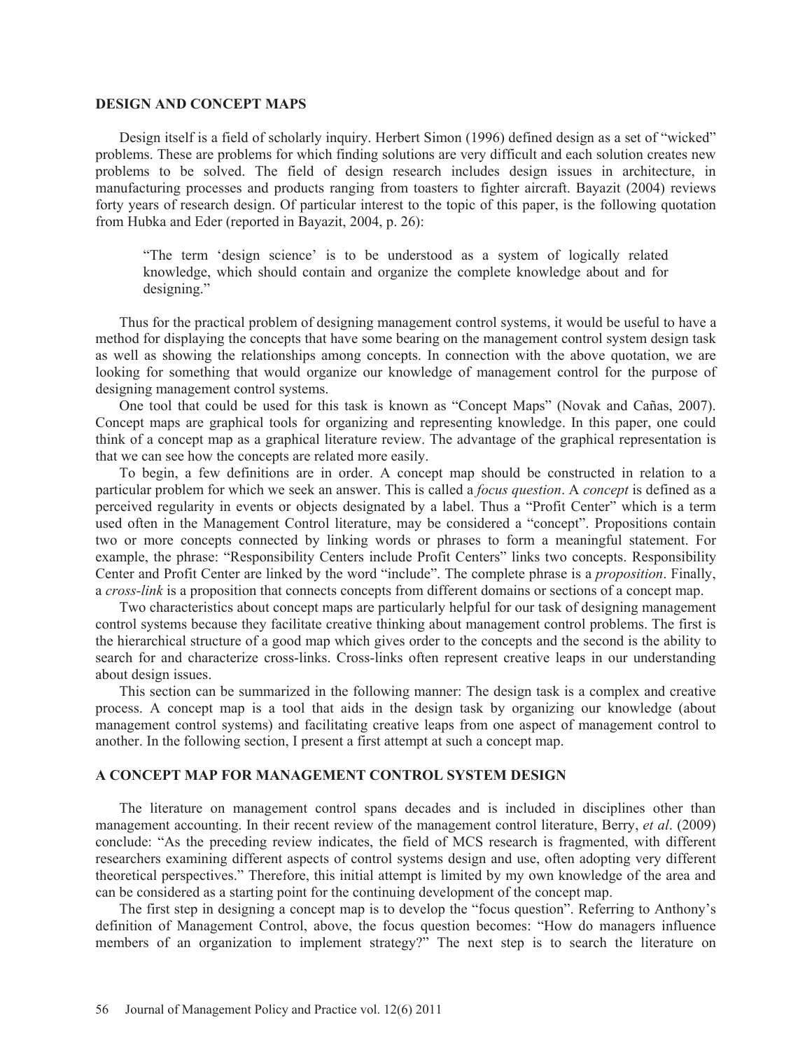## DESIGN AND CONCEPT MAPS

Design itself is a field of scholarly inquiry. Herbert Simon (1996) defined design as a set of "wicked" problems. These are problems for which finding solutions are very difficult and each solution creates new problems to be solved. The field of design research includes design issues in architecture, in manufacturing processes and products ranging from toasters to fighter aircraft. Bayazit (2004) reviews forty years of research design. Of particular interest to the topic of this paper, is the following quotation from Hubka and Eder (reported in Bayazit, 2004, p. 26):

> "The term 'design science' is to be understood as a system of logically related knowledge, which should contain and organize the complete knowledge about and for designing."

Thus for the practical problem of designing management control systems, it would be useful to have a method for displaying the concepts that have some bearing on the management control system design task as well as showing the relationships among concepts. In connection with the above quotation, we are looking for something that would organize our knowledge of management control for the purpose of designing management control systems.

One tool that could be used for this task is known as "Concept Maps" (Novak and Cañas, 2007). Concept maps are graphical tools for organizing and representing knowledge. In this paper, one could think of a concept map as a graphical literature review. The advantage of the graphical representation is that we can see how the concepts are related more easily.

To begin, a few definitions are in order. A concept map should be constructed in relation to a particular problem for which we seek an answer. This is called a *focus question*. A *concept* is defined as a perceived regularity in events or objects designated by a label. Thus a "Profit Center" which is a term used often in the Management Control literature, may be considered a "concept". Propositions contain two or more concepts connected by linking words or phrases to form a meaningful statement. For example, the phrase: "Responsibility Centers include Profit Centers" links two concepts. Responsibility Center and Profit Center are linked by the word "include". The complete phrase is a *proposition*. Finally, a *cross-link* is a proposition that connects concepts from different domains or sections of a concept map.

Two characteristics about concept maps are particularly helpful for our task of designing management control systems because they facilitate creative thinking about management control problems. The first is the hierarchical structure of a good map which gives order to the concepts and the second is the ability to search for and characterize cross-links. Cross-links often represent creative leaps in our understanding about design issues.

This section can be summarized in the following manner: The design task is a complex and creative process. A concept map is a tool that aids in the design task by organizing our knowledge (about management control systems) and facilitating creative leaps from one aspect of management control to another. In the following section, I present a first attempt at such a concept map.

## A CONCEPT MAP FOR MANAGEMENT CONTROL SYSTEM DESIGN

The literature on management control spans decades and is included in disciplines other than management accounting. In their recent review of the management control literature, Berry, *et al*. (2009) conclude: "As the preceding review indicates, the field of MCS research is fragmented, with different researchers examining different aspects of control systems design and use, often adopting very different theoretical perspectives." Therefore, this initial attempt is limited by my own knowledge of the area and can be considered as a starting point for the continuing development of the concept map.

The first step in designing a concept map is to develop the "focus question". Referring to Anthony's definition of Management Control, above, the focus question becomes: "How do managers influence members of an organization to implement strategy?" The next step is to search the literature on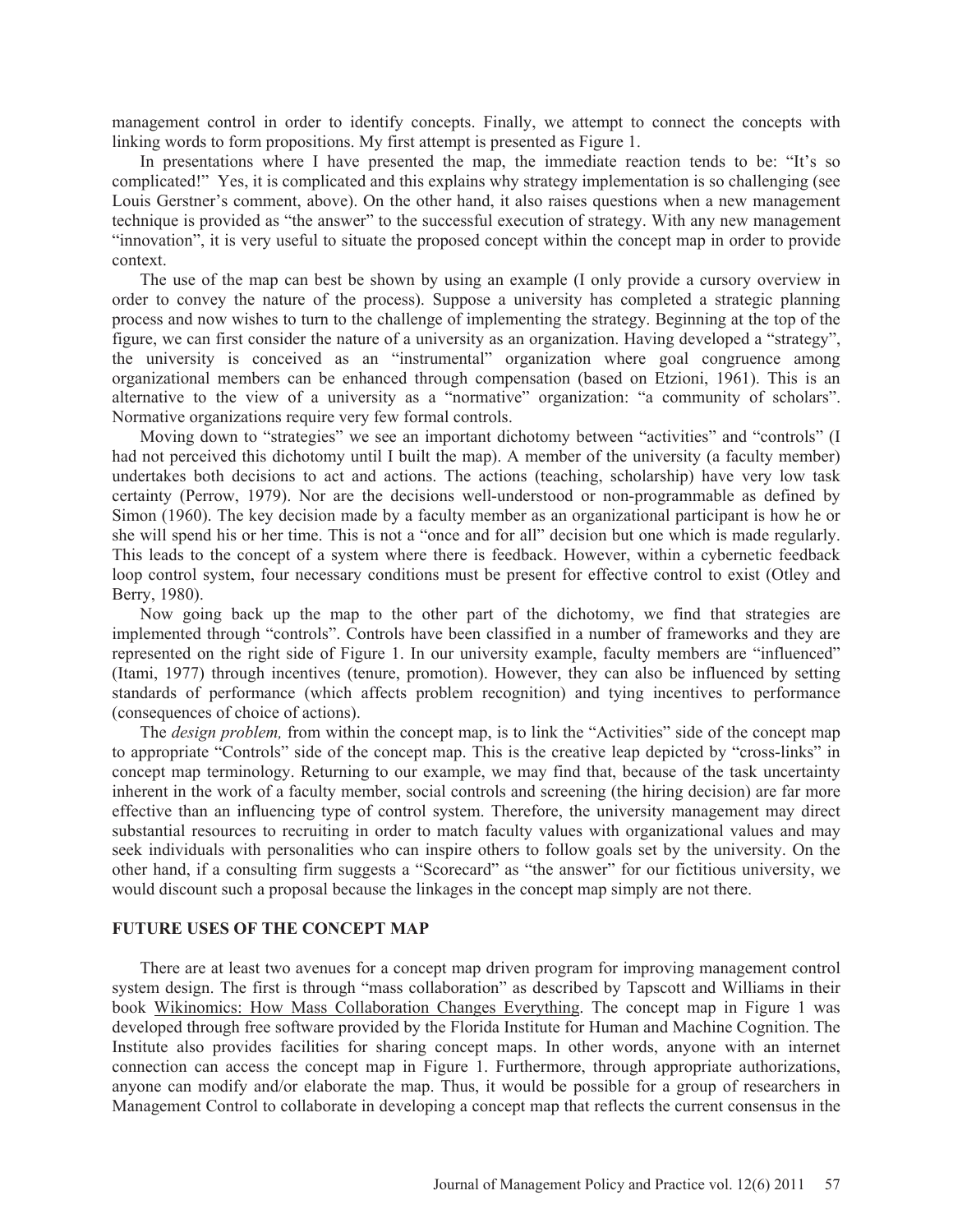management control in order to identify concepts. Finally, we attempt to connect the concepts with linking words to form propositions. My first attempt is presented as Figure 1.

In presentations where I have presented the map, the immediate reaction tends to be: "It's so complicated!" Yes, it is complicated and this explains why strategy implementation is so challenging (see Louis Gerstner's comment, above). On the other hand, it also raises questions when a new management technique is provided as "the answer" to the successful execution of strategy. With any new management "innovation", it is very useful to situate the proposed concept within the concept map in order to provide context.

The use of the map can best be shown by using an example (I only provide a cursory overview in order to convey the nature of the process). Suppose a university has completed a strategic planning process and now wishes to turn to the challenge of implementing the strategy. Beginning at the top of the figure, we can first consider the nature of a university as an organization. Having developed a "strategy", the university is conceived as an "instrumental" organization where goal congruence among organizational members can be enhanced through compensation (based on Etzioni, 1961). This is an alternative to the view of a university as a "normative" organization: "a community of scholars". Normative organizations require very few formal controls.

Moving down to "strategies" we see an important dichotomy between "activities" and "controls" (I had not perceived this dichotomy until I built the map). A member of the university (a faculty member) undertakes both decisions to act and actions. The actions (teaching, scholarship) have very low task certainty (Perrow, 1979). Nor are the decisions well-understood or non-programmable as defined by Simon (1960). The key decision made by a faculty member as an organizational participant is how he or she will spend his or her time. This is not a "once and for all" decision but one which is made regularly. This leads to the concept of a system where there is feedback. However, within a cybernetic feedback loop control system, four necessary conditions must be present for effective control to exist (Otley and Berry, 1980).

Now going back up the map to the other part of the dichotomy, we find that strategies are implemented through "controls". Controls have been classified in a number of frameworks and they are represented on the right side of Figure 1. In our university example, faculty members are "influenced" (Itami, 1977) through incentives (tenure, promotion). However, they can also be influenced by setting standards of performance (which affects problem recognition) and tying incentives to performance (consequences of choice of actions).

The *design problem,* from within the concept map, is to link the "Activities" side of the concept map to appropriate "Controls" side of the concept map. This is the creative leap depicted by "cross-links" in concept map terminology. Returning to our example, we may find that, because of the task uncertainty inherent in the work of a faculty member, social controls and screening (the hiring decision) are far more effective than an influencing type of control system. Therefore, the university management may direct substantial resources to recruiting in order to match faculty values with organizational values and may seek individuals with personalities who can inspire others to follow goals set by the university. On the other hand, if a consulting firm suggests a "Scorecard" as "the answer" for our fictitious university, we would discount such a proposal because the linkages in the concept map simply are not there.

## FUTURE USES OF THE CONCEPT MAP

There are at least two avenues for a concept map driven program for improving management control system design. The first is through "mass collaboration" as described by Tapscott and Williams in their book Wikinomics: How Mass Collaboration Changes Everything. The concept map in Figure 1 was developed through free software provided by the Florida Institute for Human and Machine Cognition. The Institute also provides facilities for sharing concept maps. In other words, anyone with an internet connection can access the concept map in Figure 1. Furthermore, through appropriate authorizations, anyone can modify and/or elaborate the map. Thus, it would be possible for a group of researchers in Management Control to collaborate in developing a concept map that reflects the current consensus in the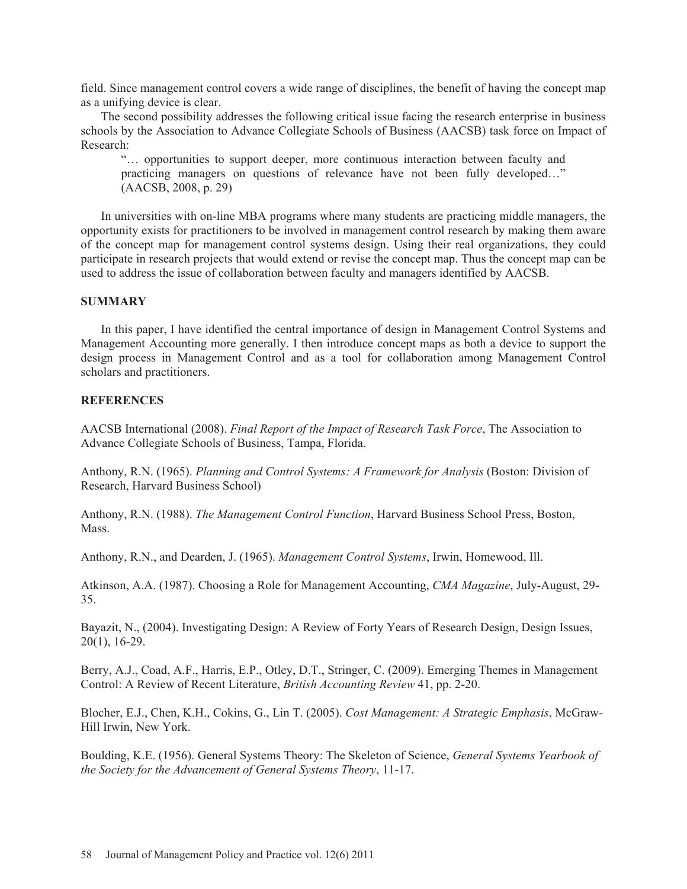field. Since management control covers a wide range of disciplines, the benefit of having the concept map as a unifying device is clear.

The second possibility addresses the following critical issue facing the research enterprise in business schools by the Association to Advance Collegiate Schools of Business (AACSB) task force on Impact of Research:

> "… opportunities to support deeper, more continuous interaction between faculty and practicing managers on questions of relevance have not been fully developed…" (AACSB, 2008, p. 29)

In universities with on-line MBA programs where many students are practicing middle managers, the opportunity exists for practitioners to be involved in management control research by making them aware of the concept map for management control systems design. Using their real organizations, they could participate in research projects that would extend or revise the concept map. Thus the concept map can be used to address the issue of collaboration between faculty and managers identified by AACSB.

## SUMMARY

In this paper, I have identified the central importance of design in Management Control Systems and Management Accounting more generally. I then introduce concept maps as both a device to support the design process in Management Control and as a tool for collaboration among Management Control scholars and practitioners.

## REFERENCES

AACSB International (2008). *Final Report of the Impact of Research Task Force*, The Association to Advance Collegiate Schools of Business, Tampa, Florida.

Anthony, R.N. (1965). *Planning and Control Systems: A Framework for Analysis* (Boston: Division of Research, Harvard Business School)

Anthony, R.N. (1988). *The Management Control Function*, Harvard Business School Press, Boston, Mass.

Anthony, R.N., and Dearden, J. (1965). *Management Control Systems*, Irwin, Homewood, Ill.

Atkinson, A.A. (1987). Choosing a Role for Management Accounting, *CMA Magazine*, July-August, 29-35.

Bayazit, N., (2004). Investigating Design: A Review of Forty Years of Research Design, Design Issues, 20(1), 16-29.

Berry, A.J., Coad, A.F., Harris, E.P., Otley, D.T., Stringer, C. (2009). Emerging Themes in Management Control: A Review of Recent Literature, *British Accounting Review* 41, pp. 2-20.

Blocher, E.J., Chen, K.H., Cokins, G., Lin T. (2005). *Cost Management: A Strategic Emphasis*, McGraw-Hill Irwin, New York.

Boulding, K.E. (1956). General Systems Theory: The Skeleton of Science, *General Systems Yearbook of the Society for the Advancement of General Systems Theory*, 11-17.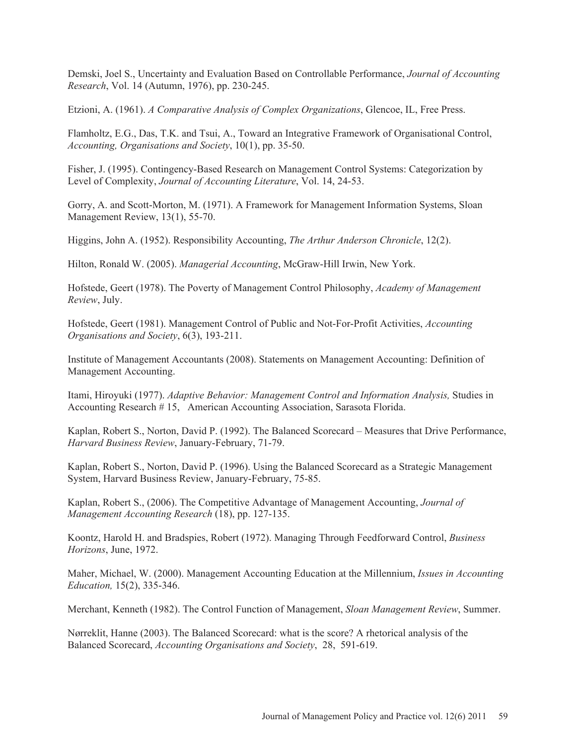Demski, Joel S., Uncertainty and Evaluation Based on Controllable Performance, *Journal of Accounting Research*, Vol. 14 (Autumn, 1976), pp. 230-245.

Etzioni, A. (1961). *A Comparative Analysis of Complex Organizations*, Glencoe, IL, Free Press.

Flamholtz, E.G., Das, T.K. and Tsui, A., Toward an Integrative Framework of Organisational Control, *Accounting, Organisations and Society*, 10(1), pp. 35-50.

Fisher, J. (1995). Contingency-Based Research on Management Control Systems: Categorization by Level of Complexity, *Journal of Accounting Literature*, Vol. 14, 24-53.

Gorry, A. and Scott-Morton, M. (1971). A Framework for Management Information Systems, Sloan Management Review, 13(1), 55-70.

Higgins, John A. (1952). Responsibility Accounting, *The Arthur Anderson Chronicle*, 12(2).

Hilton, Ronald W. (2005). *Managerial Accounting*, McGraw-Hill Irwin, New York.

Hofstede, Geert (1978). The Poverty of Management Control Philosophy, *Academy of Management Review*, July.

Hofstede, Geert (1981). Management Control of Public and Not-For-Profit Activities, *Accounting Organisations and Society*, 6(3), 193-211.

Institute of Management Accountants (2008). Statements on Management Accounting: Definition of Management Accounting.

Itami, Hiroyuki (1977). *Adaptive Behavior: Management Control and Information Analysis,* Studies in Accounting Research # 15, American Accounting Association, Sarasota Florida.

Kaplan, Robert S., Norton, David P. (1992). The Balanced Scorecard – Measures that Drive Performance, *Harvard Business Review*, January-February, 71-79.

Kaplan, Robert S., Norton, David P. (1996). Using the Balanced Scorecard as a Strategic Management System, Harvard Business Review, January-February, 75-85.

Kaplan, Robert S., (2006). The Competitive Advantage of Management Accounting, *Journal of Management Accounting Research* (18), pp. 127-135.

Koontz, Harold H. and Bradspies, Robert (1972). Managing Through Feedforward Control, *Business Horizons*, June, 1972.

Maher, Michael, W. (2000). Management Accounting Education at the Millennium, *Issues in Accounting Education,* 15(2), 335-346.

Merchant, Kenneth (1982). The Control Function of Management, *Sloan Management Review*, Summer.

Nørreklit, Hanne (2003). The Balanced Scorecard: what is the score? A rhetorical analysis of the Balanced Scorecard, *Accounting Organisations and Society*, 28, 591-619.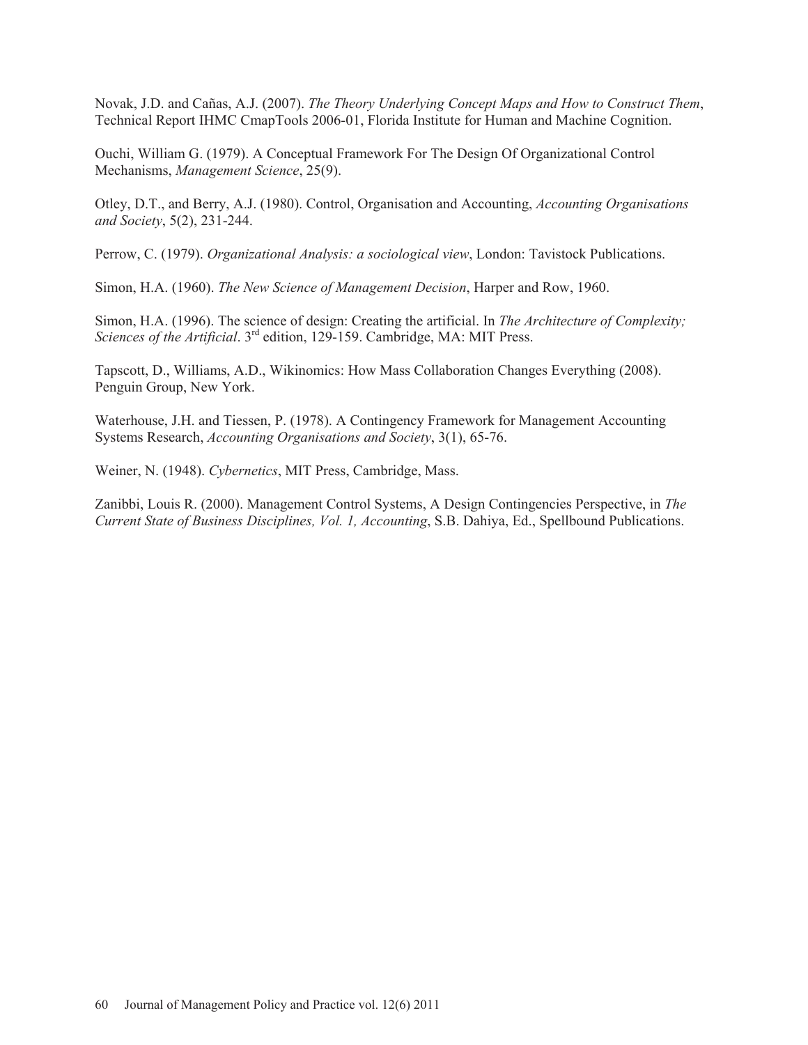Novak, J.D. and Cañas, A.J. (2007). *The Theory Underlying Concept Maps and How to Construct Them*, Technical Report IHMC CmapTools 2006-01, Florida Institute for Human and Machine Cognition.

Ouchi, William G. (1979). A Conceptual Framework For The Design Of Organizational Control Mechanisms, *Management Science*, 25(9).

Otley, D.T., and Berry, A.J. (1980). Control, Organisation and Accounting, *Accounting Organisations and Society*, 5(2), 231-244.

Perrow, C. (1979). *Organizational Analysis: a sociological view*, London: Tavistock Publications.

Simon, H.A. (1960). *The New Science of Management Decision*, Harper and Row, 1960.

Simon, H.A. (1996). The science of design: Creating the artificial. In *The Architecture of Complexity; Sciences of the Artificial*. 3rd edition, 129-159. Cambridge, MA: MIT Press.

Tapscott, D., Williams, A.D., Wikinomics: How Mass Collaboration Changes Everything (2008). Penguin Group, New York.

Waterhouse, J.H. and Tiessen, P. (1978). A Contingency Framework for Management Accounting Systems Research, *Accounting Organisations and Society*, 3(1), 65-76.

Weiner, N. (1948). *Cybernetics*, MIT Press, Cambridge, Mass.

Zanibbi, Louis R. (2000). Management Control Systems, A Design Contingencies Perspective, in *The Current State of Business Disciplines, Vol. 1, Accounting*, S.B. Dahiya, Ed., Spellbound Publications.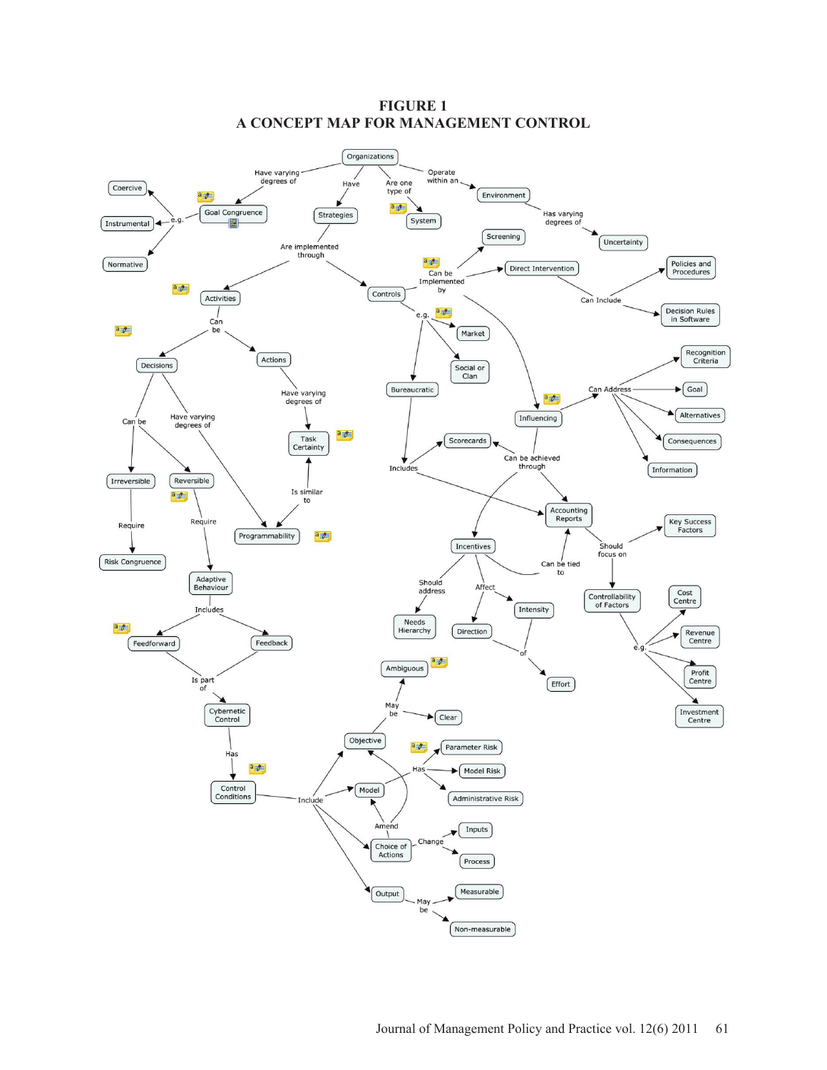# FIGURE 1
# A CONCEPT MAP FOR MANAGEMENT CONTROL

Organizations

Have varying degrees of

Have

Are one type of

Operate within an

Coercive

Goal Congruence

e.g.

Instrumental

Normative

Strategies

System

Environment

Has varying degrees of

Uncertainty

Are implemented through

Screening

Can be Implemented by

Direct Intervention

Can Include

Policies and Procedures

Decision Rules in Software

Activities

Controls

e.g.

Market

Social or Clan

Bureaucratic

Can be

Decisions

Actions

Have varying degrees of

Task Certainty

Is similar to

Programmability

Can be

Have varying degrees of

Irreversible

Reversible

Require

Require

Risk Congruence

Adaptive Behaviour

Includes

Feedforward

Feedback

Is part of

Cybernetic Control

Has

Control Conditions

Include

Recognition Criteria

Can Address

Goal

Alternatives

Consequences

Information

Influencing

Scorecards

Can be achieved through

Includes

Accounting Reports

Key Success Factors

Should focus on

Controllability of Factors

e.g.

Cost Centre

Revenue Centre

Profit Centre

Investment Centre

Incentives

Can be tied to

Should address

Needs Hierarchy

Affect

Direction

Intensity

of

Effort

Ambiguous

May be

Clear

Objective

Parameter Risk

Has

Model Risk

Administrative Risk

Model

Amend

Choice of Actions

Change

Inputs

Process

Output

May be

Measurable

Non-measurable